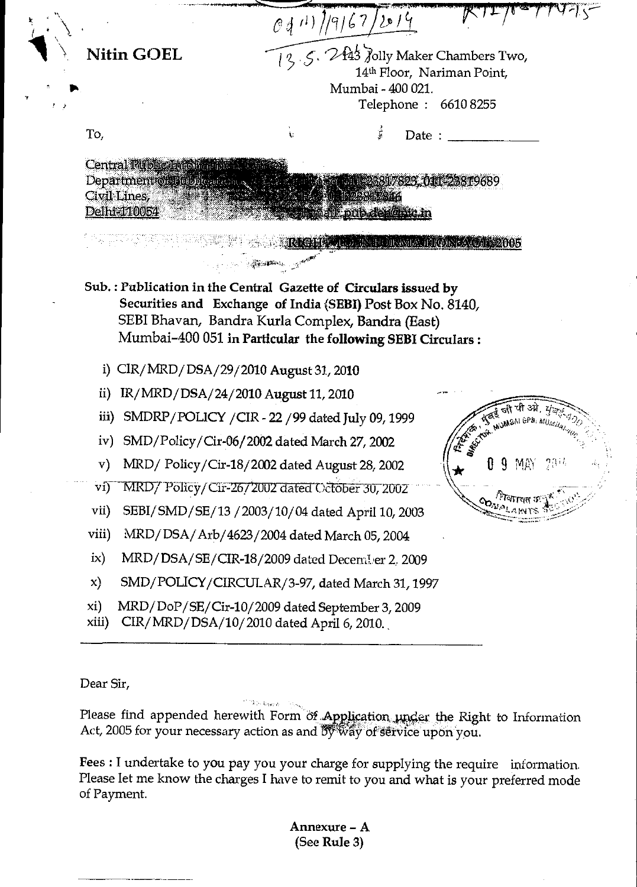04(1)/19167/2014 RTI/18-774-15

**Nitin GOEL**

13.5.2014
143 Jolly Maker Chambers Two,
14th Floor, Nariman Point,
Mumbai - 400 021.
Telephone : 6610 8255

To,

Date : ______________

Central Public Information Officer
Department of Publication
Civil Lines,
Delhi-110054

Tel: 011-23817823, 011-23819689
Fax: 011-23817846
Email: pub.dep@nic.in

**RIGHT TO INFORMATION ACT 2005**

**Sub. : Publication in the Central Gazette of Circulars issued by Securities and Exchange of India (SEBI)** Post Box No. 8140, SEBI Bhavan, Bandra Kurla Complex, Bandra (East) Mumbai–400 051 **in Particular the following SEBI Circulars :**

i) CIR/MRD/DSA/29/2010 **August 31, 2010**

ii) IR/MRD/DSA/24/2010 **August 11, 2010**

iii) SMDRP/POLICY /CIR - 22 /99 dated July 09, 1999

iv) SMD/Policy/Cir-06/2002 dated March 27, 2002

v) MRD/ Policy/Cir-18/2002 dated August 28, 2002

vi) MRD/ Policy/ Cir-26/2002 dated October 30, 2002

vii) SEBI/SMD/SE/13 /2003/10/04 dated April 10, 2003

viii) MRD/DSA/Arb/4623/2004 dated March 05, 2004

ix) MRD/DSA/SE/CIR-18/2009 dated December 2, 2009

x) SMD/POLICY/CIRCULAR/3-97, dated March 31, 1997

xi) MRD/DoP/SE/Cir-10/2009 dated September 3, 2009

xiii) CIR/MRD/DSA/10/2010 dated April 6, 2010.

---

Dear Sir,

Please find appended herewith Form of Application under the Right to Information Act, 2005 for your necessary action as and by way of service upon you.

**Fees :** I undertake to you pay you your charge for supplying the require information. Please let me know the charges I have to remit to you and what is your preferred mode of Payment.

**Annexure – A**
**(See Rule 3)**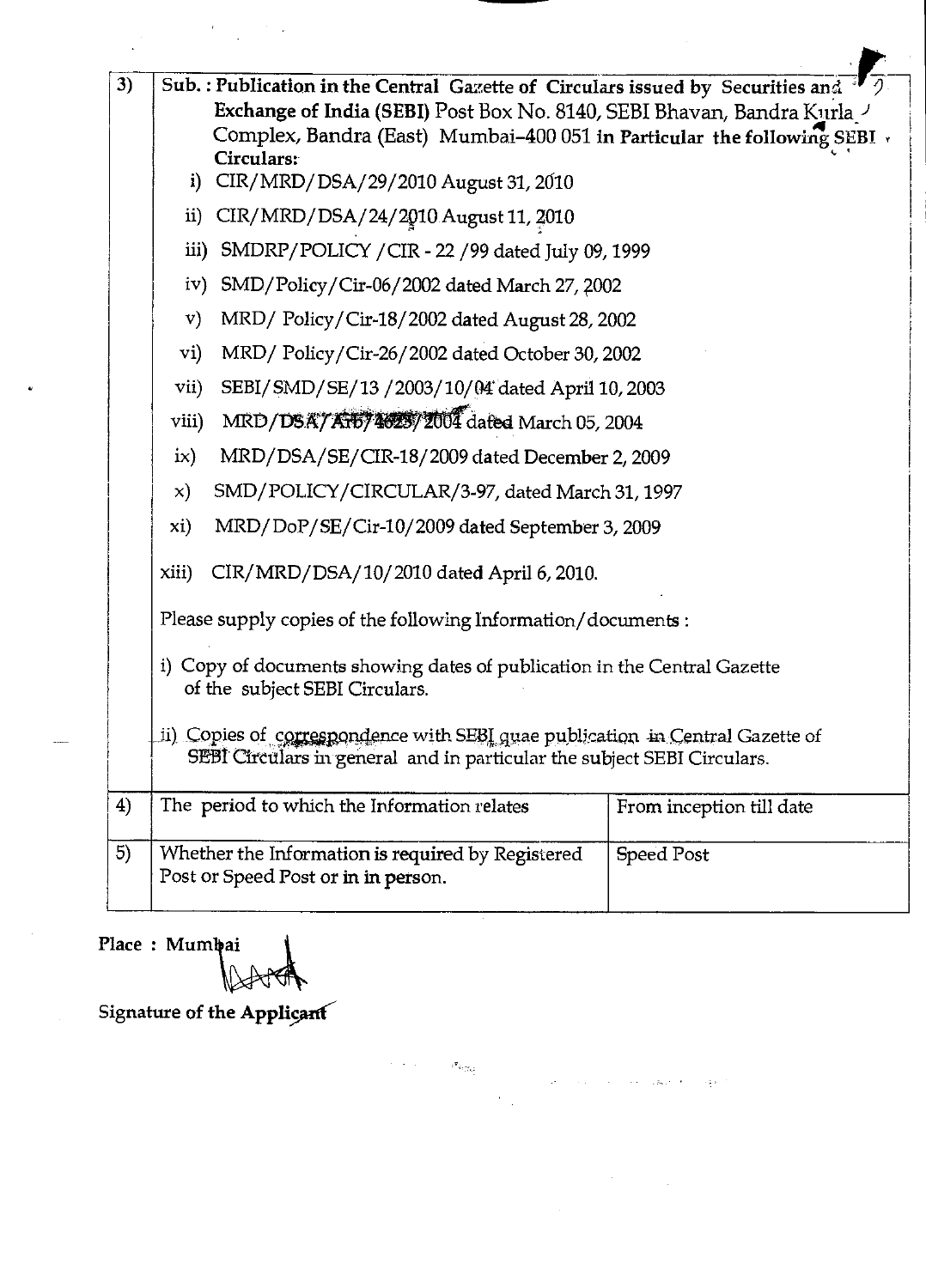| | | |
|---|---|---|
| 3) | **Sub. : Publication in the Central Gazette of Circulars issued by Securities and Exchange of India (SEBI)** Post Box No. 8140, SEBI Bhavan, Bandra Kurla Complex, Bandra (East) Mumbai–400 051 **in Particular the following SEBI Circulars:**<br>i) CIR/MRD/DSA/29/2010 August 31, 2010<br>ii) CIR/MRD/DSA/24/2010 August 11, 2010<br>iii) SMDRP/POLICY /CIR - 22 /99 dated July 09, 1999<br>iv) SMD/Policy/Cir-06/2002 dated March 27, 2002<br>v) MRD/ Policy/Cir-18/2002 dated August 28, 2002<br>vi) MRD/ Policy/Cir-26/2002 dated October 30, 2002<br>vii) SEBI/SMD/SE/13 /2003/10/04 dated April 10, 2003<br>viii) MRD/DSA/Arb/4623/2004 dated March 05, 2004<br>ix) MRD/DSA/SE/CIR-18/2009 dated December 2, 2009<br>x) SMD/POLICY/CIRCULAR/3-97, dated March 31, 1997<br>xi) MRD/DoP/SE/Cir-10/2009 dated September 3, 2009<br>xiii) CIR/MRD/DSA/10/2010 dated April 6, 2010.<br><br>Please supply copies of the following Information/documents :<br><br>i) Copy of documents showing dates of publication in the Central Gazette of the subject SEBI Circulars.<br><br>ii) Copies of correspondence with SEBI quae publication in Central Gazette of SEBI Circulars in general and in particular the subject SEBI Circulars. | |
| 4) | The period to which the Information relates | From inception till date |
| 5) | Whether the Information is required by Registered Post or Speed Post or in in person. | Speed Post |

**Place : Mumbai**

**Signature of the Applicant**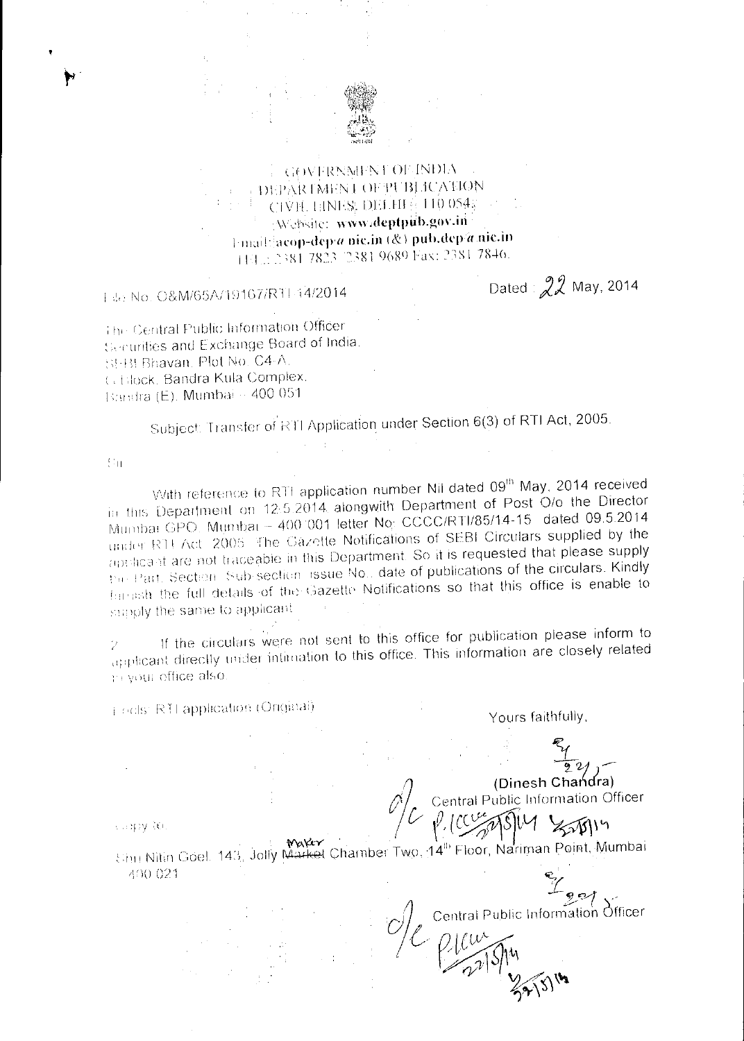GOVERNMENT OF INDIA
DEPARTMENT OF PUBLICATION
CIVIL LINES, DELHI - 110 054
Website: www.deptpub.gov.in
Email: acop-dep@nic.in (&) pub.dep@nic.in
TEL.: 2381 7823 2381 9689 Fax: 2381 7846

File No. O&M/65A/19107/RTI 14/2014

Dated 22 May, 2014

The Central Public Information Officer
Securities and Exchange Board of India,
SEBI Bhavan, Plot No. C4-A,
G Block, Bandra Kurla Complex,
Bandra (E), Mumbai – 400 051

Subject: Transfer of RTI Application under Section 6(3) of RTI Act, 2005.

Sir,

With reference to RTI application number Nil dated 09th May, 2014 received in this Department on 12.5.2014 alongwith Department of Post O/o the Director Mumbai GPO, Mumbai – 400 001 letter No. CCCC/RTI/85/14-15 dated 09.5.2014 under RTI Act, 2005. The Gazette Notifications of SEBI Circulars supplied by the applicant are not traceable in this Department. So it is requested that please supply the Part, Section, Sub-section, issue No., date of publications of the circulars. Kindly furnish the full details of the Gazette Notifications so that this office is enable to supply the same to applicant.

2. If the circulars were not sent to this office for publication please inform to applicant directly under intimation to this office. This information are closely related to your office also.

Encls: RTI application (Original)

Yours faithfully,

(Dinesh Chandra)
Central Public Information Officer

Copy to:

Shri Nitin Goel, 143, Jolly Maker Chamber Two, 14th Floor, Nariman Point, Mumbai 400 021

Central Public Information Officer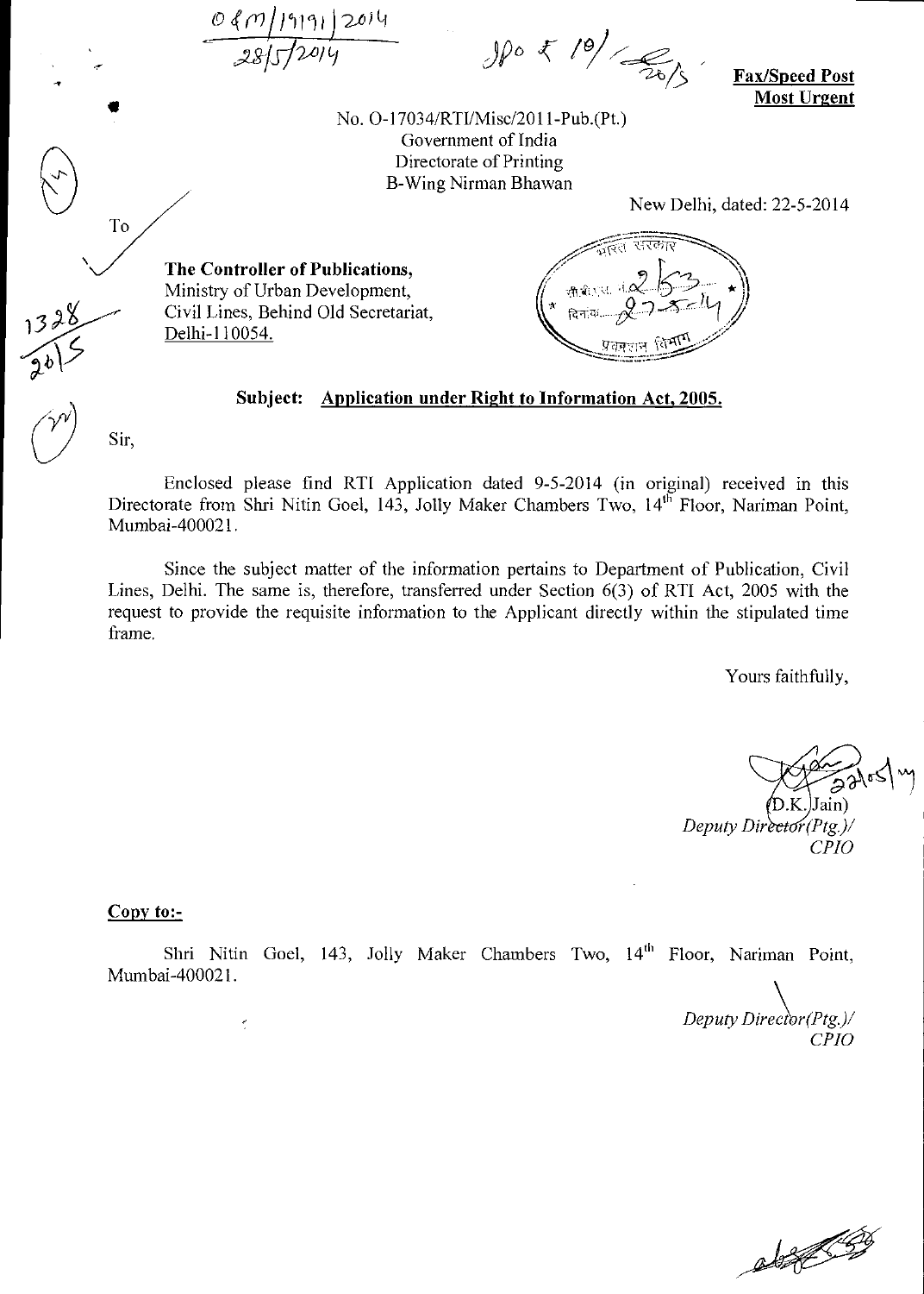**Fax/Speed Post**
**Most Urgent**

No. O-17034/RTI/Misc/2011-Pub.(Pt.)
Government of India
Directorate of Printing
B-Wing Nirman Bhawan

New Delhi, dated: 22-5-2014

To

**The Controller of Publications,**
Ministry of Urban Development,
Civil Lines, Behind Old Secretariat,
Delhi-110054.

**Subject: Application under Right to Information Act, 2005.**

Sir,

Enclosed please find RTI Application dated 9-5-2014 (in original) received in this Directorate from Shri Nitin Goel, 143, Jolly Maker Chambers Two, 14th Floor, Nariman Point, Mumbai-400021.

Since the subject matter of the information pertains to Department of Publication, Civil Lines, Delhi. The same is, therefore, transferred under Section 6(3) of RTI Act, 2005 with the request to provide the requisite information to the Applicant directly within the stipulated time frame.

Yours faithfully,

(D.K. Jain)
*Deputy Director(Ptg.)/*
*CPIO*

**Copy to:-**

Shri Nitin Goel, 143, Jolly Maker Chambers Two, 14th Floor, Nariman Point, Mumbai-400021.

*Deputy Director(Ptg.)/*
*CPIO*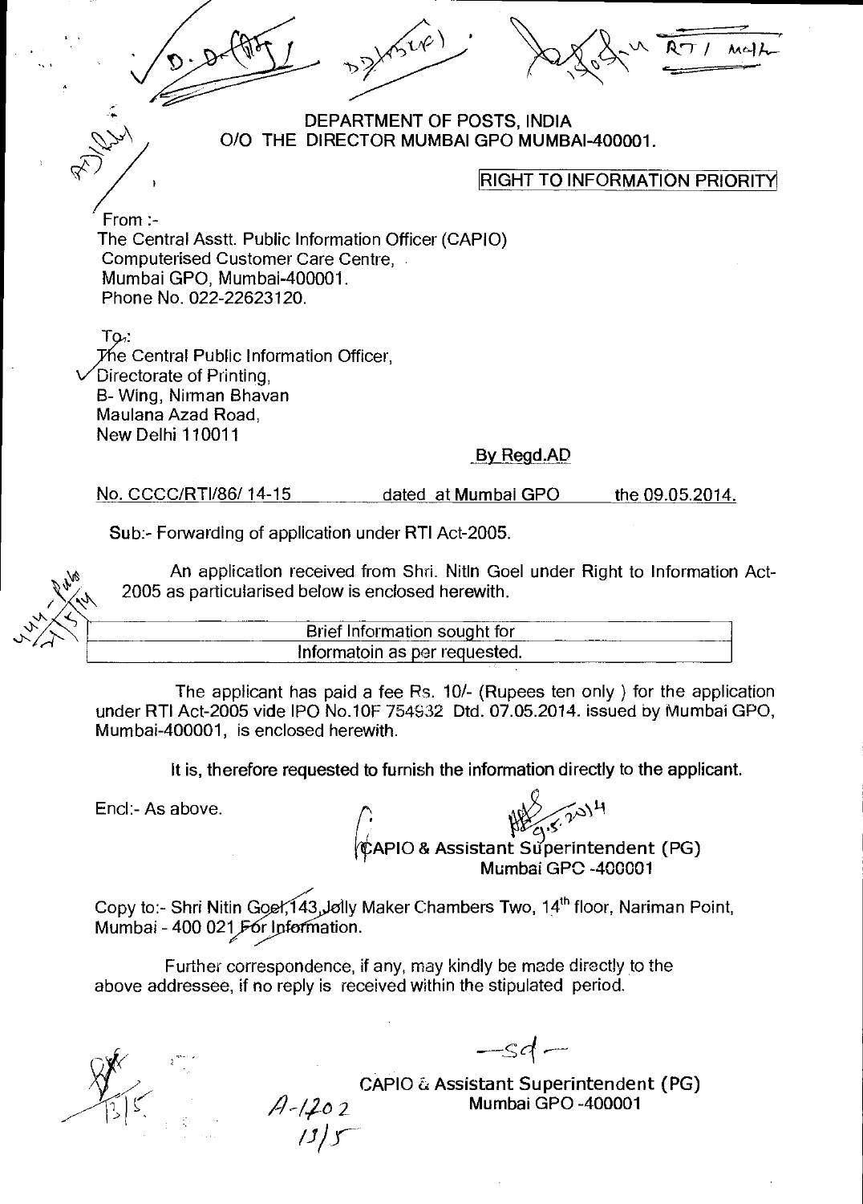DEPARTMENT OF POSTS, INDIA
O/O THE DIRECTOR MUMBAI GPO MUMBAI-400001.

**RIGHT TO INFORMATION PRIORITY**

From :-
The Central Asstt. Public Information Officer (CAPIO)
Computerised Customer Care Centre,
Mumbai GPO, Mumbai-400001.
Phone No. 022-22623120.

To:
The Central Public Information Officer,
Directorate of Printing,
B- Wing, Nirman Bhavan
Maulana Azad Road,
New Delhi 110011

By Regd.AD

No. CCCC/RTI/86/ 14-15 dated at Mumbai GPO the 09.05.2014.

Sub:- Forwarding of application under RTI Act-2005.

An application received from Shri. Nitin Goel under Right to Information Act-2005 as particularised below is enclosed herewith.

| Brief Information sought for |
| --- |
| Informatoin as per requested. |

The applicant has paid a fee Rs. 10/- (Rupees ten only ) for the application under RTI Act-2005 vide IPO No.10F 754932 Dtd. 07.05.2014. issued by Mumbai GPO, Mumbai-400001, is enclosed herewith.

It is, therefore requested to furnish the information directly to the applicant.

Encl:- As above.

CAPIO & Assistant Superintendent (PG)
Mumbai GPO -400001

Copy to:- Shri Nitin Goel, 143, Jolly Maker Chambers Two, 14th floor, Nariman Point, Mumbai - 400 021 For Information.

Further correspondence, if any, may kindly be made directly to the above addressee, if no reply is received within the stipulated period.

-sd-

CAPIO & Assistant Superintendent (PG)
Mumbai GPO -400001

A-1202
13/5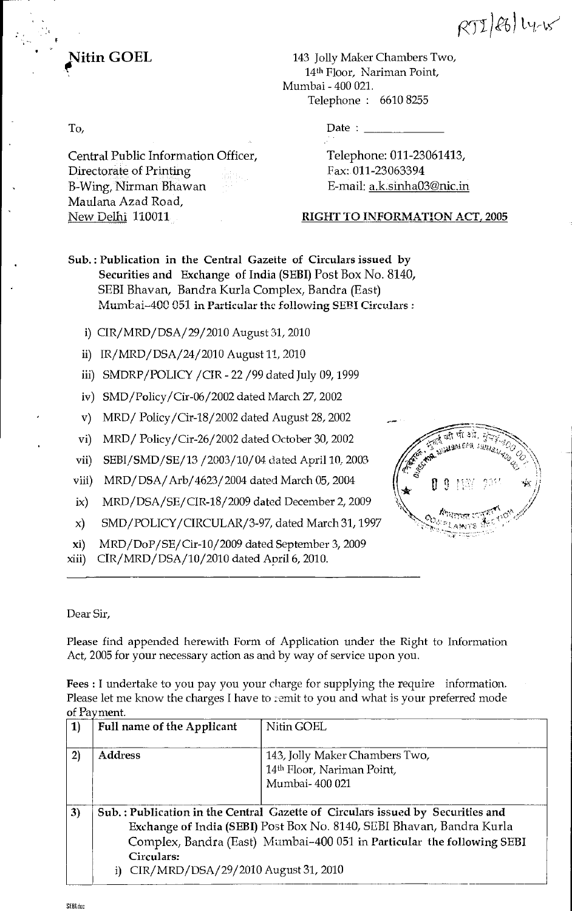RTI/86/14-15

**Nitin GOEL**

143 Jolly Maker Chambers Two,
14th Floor, Nariman Point,
Mumbai - 400 021.
Telephone : 6610 8255

To,

Central Public Information Officer,
Directorate of Printing
B-Wing, Nirman Bhawan
Maulana Azad Road,
New Delhi 110011

Date : _______________

Telephone: 011-23061413,
Fax: 011-23063394
E-mail: a.k.sinha03@nic.in

**RIGHT TO INFORMATION ACT, 2005**

**Sub. : Publication in the Central Gazette of Circulars issued by Securities and Exchange of India (SEBI)** Post Box No. 8140, SEBI Bhavan, Bandra Kurla Complex, Bandra (East) Mumbai–400 051 **in Particular the following SEBI Circulars :**

i) CIR/MRD/DSA/29/2010 August 31, 2010
ii) IR/MRD/DSA/24/2010 August 11, 2010
iii) SMDRP/POLICY /CIR - 22 /99 dated July 09, 1999
iv) SMD/Policy/Cir-06/2002 dated March 27, 2002
v) MRD/ Policy/Cir-18/2002 dated August 28, 2002
vi) MRD/ Policy/Cir-26/2002 dated October 30, 2002
vii) SEBI/SMD/SE/13 /2003/10/04 dated April 10, 2003
viii) MRD/DSA/Arb/4623/2004 dated March 05, 2004
ix) MRD/DSA/SE/CIR-18/2009 dated December 2, 2009
x) SMD/POLICY/CIRCULAR/3-97, dated March 31, 1997
xi) MRD/DoP/SE/Cir-10/2009 dated September 3, 2009
xiii) CIR/MRD/DSA/10/2010 dated April 6, 2010.

Dear Sir,

Please find appended herewith Form of Application under the Right to Information Act, 2005 for your necessary action as and by way of service upon you.

**Fees :** I undertake to you pay you your charge for supplying the require information. Please let me know the charges I have to remit to you and what is your preferred mode of Payment.

| | | |
|---|---|---|
| **1)** | **Full name of the Applicant** | Nitin GOEL |
| **2)** | **Address** | 143, Jolly Maker Chambers Two, 14th Floor, Nariman Point, Mumbai- 400 021 |
| **3)** | **Sub. : Publication in the Central Gazette of Circulars issued by Securities and Exchange of India (SEBI)** Post Box No. 8140, SEBI Bhavan, Bandra Kurla Complex, Bandra (East) Mumbai–400 051 **in Particular the following SEBI Circulars:** i) CIR/MRD/DSA/29/2010 August 31, 2010 | |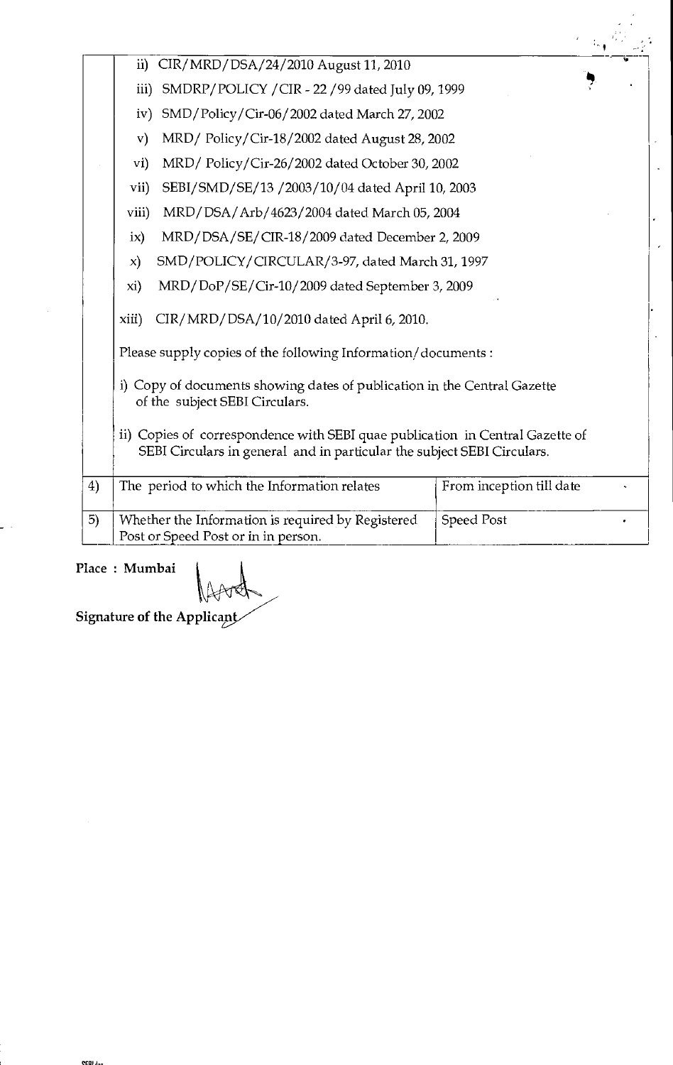|  |  |  |
|---|---|---|
|  | ii) CIR/MRD/DSA/24/2010 August 11, 2010<br>iii) SMDRP/POLICY /CIR - 22 /99 dated July 09, 1999<br>iv) SMD/Policy/Cir-06/2002 dated March 27, 2002<br>v) MRD/ Policy/Cir-18/2002 dated August 28, 2002<br>vi) MRD/ Policy/Cir-26/2002 dated October 30, 2002<br>vii) SEBI/SMD/SE/13 /2003/10/04 dated April 10, 2003<br>viii) MRD/DSA/Arb/4623/2004 dated March 05, 2004<br>ix) MRD/DSA/SE/CIR-18/2009 dated December 2, 2009<br>x) SMD/POLICY/CIRCULAR/3-97, dated March 31, 1997<br>xi) MRD/DoP/SE/Cir-10/2009 dated September 3, 2009<br>xiii) CIR/MRD/DSA/10/2010 dated April 6, 2010.<br><br>Please supply copies of the following Information/documents :<br><br>i) Copy of documents showing dates of publication in the Central Gazette of the subject SEBI Circulars.<br><br>ii) Copies of correspondence with SEBI quae publication in Central Gazette of SEBI Circulars in general and in particular the subject SEBI Circulars. |  |
| 4) | The period to which the Information relates | From inception till date |
| 5) | Whether the Information is required by Registered Post or Speed Post or in in person. | Speed Post |

Place : Mumbai

**Signature of the Applicant**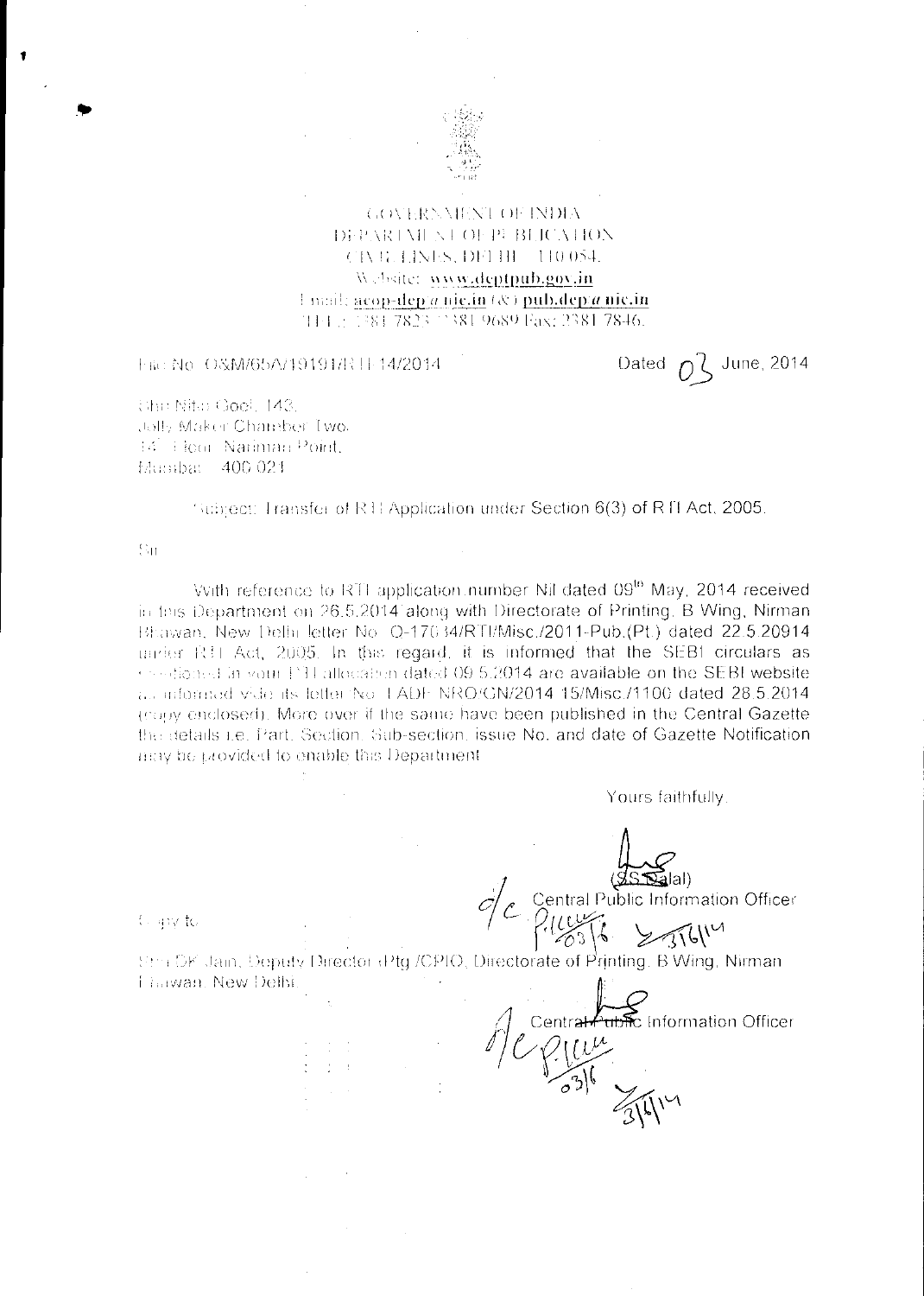GOVERNMENT OF INDIA
DEPARTMENT OF PUBLICATION
CIVIL LINES, DELHI – 110 054.
Website: www.deptpub.gov.in
Email: acop-dep@nic.in (&) pub.dep@nic.in
TEL: 2381 7823 2381 9689 Fax: 2381 7846.

File No. O&M/65A/19191/RTI-14/2014

Dated 03 June, 2014

Shri Nitin Goel, 143,
Jolly Maker Chamber Two,
14th Floor, Nariman Point,
Mumbai – 400 021

Subject: Transfer of RTI Application under Section 6(3) of RTI Act, 2005.

Sir,

With reference to RTI application number Nil dated 09th May, 2014 received in this Department on 26.5.2014 along with Directorate of Printing, B Wing, Nirman Bhawan, New Delhi letter No. O-17034/RTI/Misc./2011-Pub.(Pt.) dated 22.5.20914 under RTI Act, 2005. In this regard, it is informed that the SEBI circulars as mentioned in your RTI application dated 09.5.2014 are available on the SEBI website as informed vide its letter No. LADF NRO/GN/2014-15/Misc./1100 dated 28.5.2014 (copy enclosed). More over if the same have been published in the Central Gazette the details i.e. Part, Section, Sub-section, issue No. and date of Gazette Notification may be provided to enable this Department.

Yours faithfully,

(S.S. Dalal)
Central Public Information Officer

Copy to:

Shri DK Jain, Deputy Director (Ptg.)/CPIO, Directorate of Printing, B Wing, Nirman Bhawan, New Delhi.

Central Public Information Officer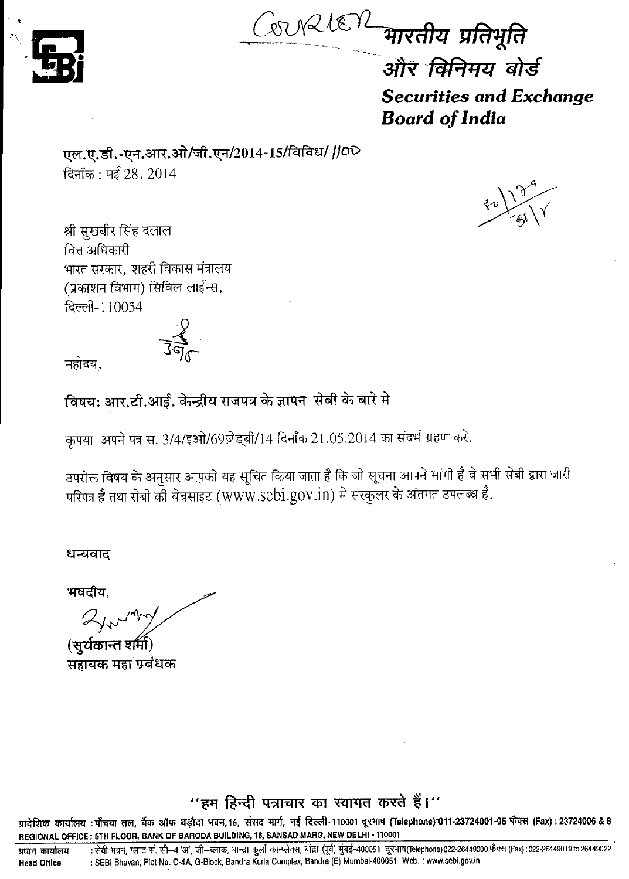COURIER

भारतीय प्रतिभूति और विनिमय बोर्ड

**Securities and Exchange Board of India**

एल.ए.डी.-एन.आर.ओ/जी.एन/2014-15/विविध/ 1100

दिनाँक : मई 28, 2014

श्री सुखबीर सिंह दलाल
वित्त अधिकारी
भारत सरकार, शहरी विकास मंत्रालय
(प्रकाशन विभाग) सिविल लाईन्स,
दिल्ली-110054

महोदय,

विषय: आर.टी.आई. केन्द्रीय राजपत्र के ज्ञापन सेबी के बारे मे

कृपया अपने पत्र स. 3/4/इओ/69ज़ेड्बी/14 दिनाँक 21.05.2014 का संदर्भ ग्रहण करे.

उपरोक्त विषय के अनुसार आपको यह सूचित किया जाता है कि जो सूचना आपने मांगी है वे सभी सेबी द्वारा जारी परिपत्र है तथा सेबी की वेबसाइट (www.sebi.gov.in) मे सरकुलर के अंतगत उपलब्ध है.

धन्यवाद

भवदीय,

(सुर्यकान्त शर्मा)
सहायक महा प्रबंधक

"हम हिन्दी पत्राचार का स्वागत करते हैं।"

प्रादेशिक कार्यालय : पाँचवा तल, बैंक ऑफ बड़ौदा भवन,16, संसद मार्ग, नई दिल्ली-110001 दूरभाष (Telephone):011-23724001-05 फैक्स (Fax) : 23724006 & 8

REGIONAL OFFICE: 5TH FLOOR, BANK OF BARODA BUILDING, 16, SANSAD MARG, NEW DELHI - 110001

प्रधान कार्यालय : सेबी भवन, प्लाट सं. सी–4 'अ', जी–ब्लाक, बान्द्रा कुर्ला काम्प्लेक्स, बांद्रा (पूर्व) मुंबई-400051 दूरभाष(Telephone):022-26449000 फैक्स (Fax) : 022-26449019 to 26449022

Head Office : SEBI Bhavan, Plot No. C-4A, G-Block, Bandra Kurla Complex, Bandra (E) Mumbai-400051 Web. : www.sebi.gov.in